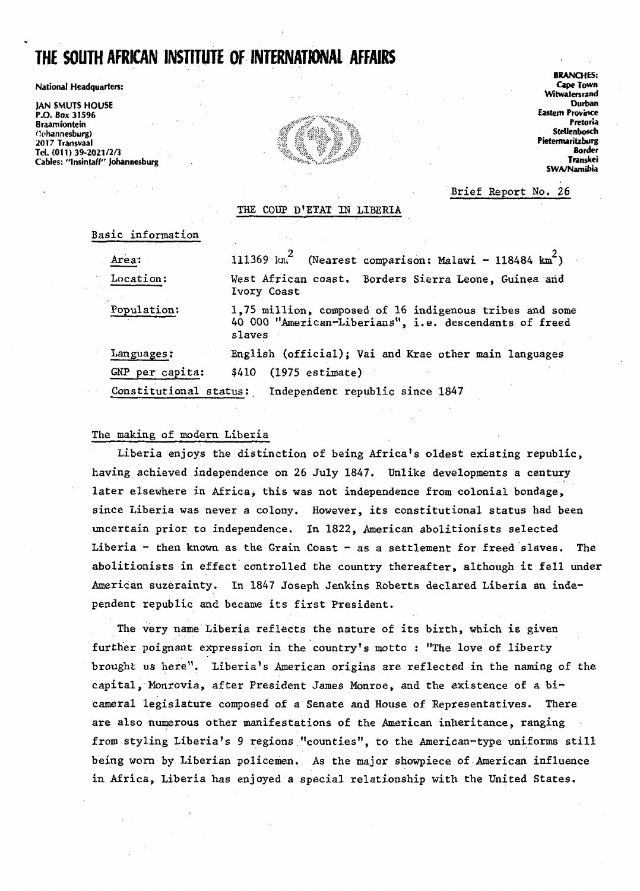# THE SOUTH AFRICAN INSTITUTE OF INTERNATIONAL AFFAIRS

National Headquarters:

JAN SMUTS HOUSE
P.O. Box 31596
Braamfontein
(Johannesburg)
2017 Transvaal
Tel. (011) 39-2021/2/3
Cables: "Insintaff" Johannesburg

BRANCHES:
Cape Town
Witwatersrand
Durban
Eastern Province
Pretoria
Stellenbosch
Pietermaritzburg
Border
Transkei
SWA/Namibia

Brief Report No. 26

## THE COUP D'ETAT IN LIBERIA

### Basic information

| | |
|---|---|
| Area: | 111369 $km^2$ (Nearest comparison: Malawi - 118484 $km^2$) |
| Location: | West African coast. Borders Sierra Leone, Guinea and Ivory Coast |
| Population: | 1,75 million, composed of 16 indigenous tribes and some 40 000 "American-Liberians", i.e. descendants of freed slaves |
| Languages: | English (official); Vai and Krae other main languages |
| GNP per capita: | $410 (1975 estimate) |
| Constitutional status: | Independent republic since 1847 |

### The making of modern Liberia

Liberia enjoys the distinction of being Africa's oldest existing republic, having achieved independence on 26 July 1847. Unlike developments a century later elsewhere in Africa, this was not independence from colonial bondage, since Liberia was never a colony. However, its constitutional status had been uncertain prior to independence. In 1822, American abolitionists selected Liberia - then known as the Grain Coast - as a settlement for freed slaves. The abolitionists in effect controlled the country thereafter, although it fell under American suzerainty. In 1847 Joseph Jenkins Roberts declared Liberia an independent republic and became its first President.

The very name Liberia reflects the nature of its birth, which is given further poignant expression in the country's motto : "The love of liberty brought us here". Liberia's American origins are reflected in the naming of the capital, Monrovia, after President James Monroe, and the existence of a bicameral legislature composed of a Senate and House of Representatives. There are also numerous other manifestations of the American inheritance, ranging from styling Liberia's 9 regions "counties", to the American-type uniforms still being worn by Liberian policemen. As the major showpiece of American influence in Africa, Liberia has enjoyed a special relationship with the United States.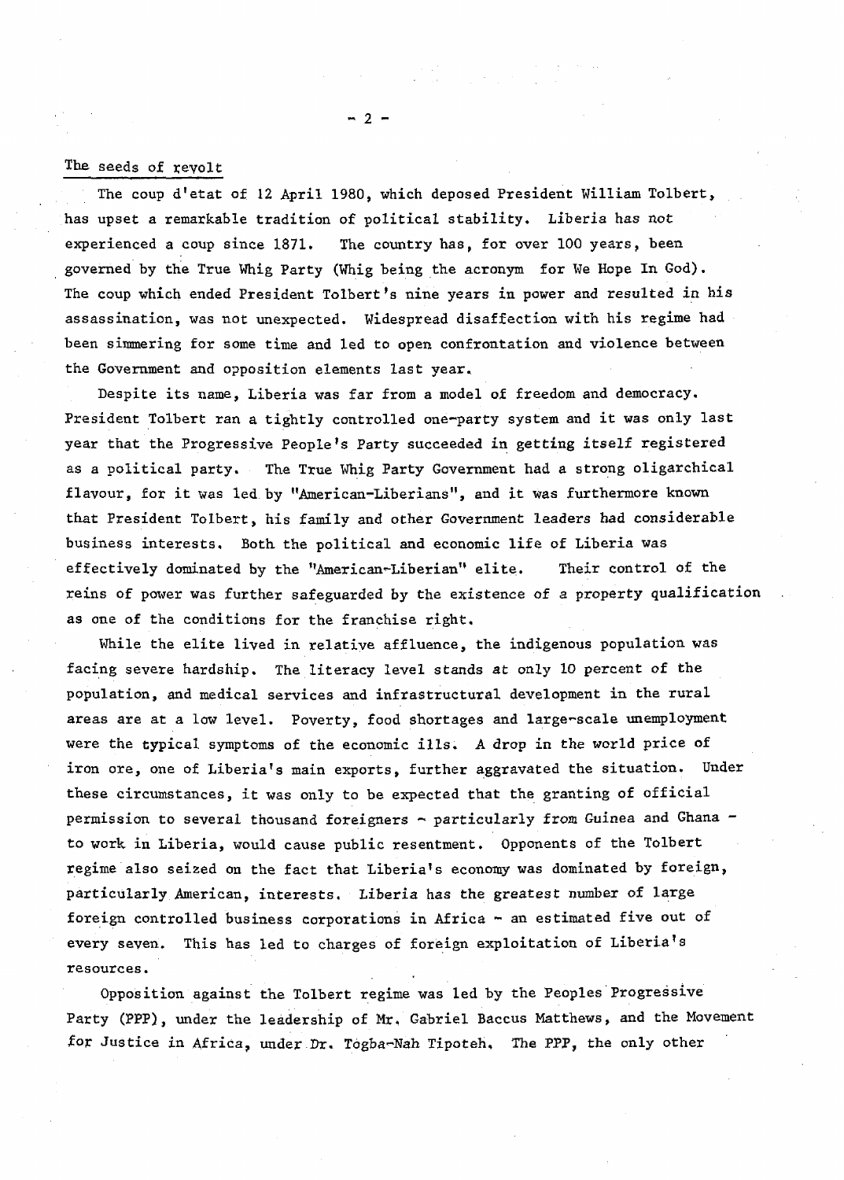## The seeds of revolt

The coup d'etat of 12 April 1980, which deposed President William Tolbert, has upset a remarkable tradition of political stability. Liberia has not experienced a coup since 1871. The country has, for over 100 years, been governed by the True Whig Party (Whig being the acronym for We Hope In God). The coup which ended President Tolbert's nine years in power and resulted in his assassination, was not unexpected. Widespread disaffection with his regime had been simmering for some time and led to open confrontation and violence between the Government and opposition elements last year.

Despite its name, Liberia was far from a model of freedom and democracy. President Tolbert ran a tightly controlled one-party system and it was only last year that the Progressive People's Party succeeded in getting itself registered as a political party. The True Whig Party Government had a strong oligarchical flavour, for it was led by "American-Liberians", and it was furthermore known that President Tolbert, his family and other Government leaders had considerable business interests. Both the political and economic life of Liberia was effectively dominated by the "American-Liberian" elite. Their control of the reins of power was further safeguarded by the existence of a property qualification as one of the conditions for the franchise right.

While the elite lived in relative affluence, the indigenous population was facing severe hardship. The literacy level stands at only 10 percent of the population, and medical services and infrastructural development in the rural areas are at a low level. Poverty, food shortages and large-scale unemployment were the typical symptoms of the economic ills. A drop in the world price of iron ore, one of Liberia's main exports, further aggravated the situation. Under these circumstances, it was only to be expected that the granting of official permission to several thousand foreigners - particularly from Guinea and Ghana - to work in Liberia, would cause public resentment. Opponents of the Tolbert regime also seized on the fact that Liberia's economy was dominated by foreign, particularly American, interests. Liberia has the greatest number of large foreign controlled business corporations in Africa - an estimated five out of every seven. This has led to charges of foreign exploitation of Liberia's resources.

Opposition against the Tolbert regime was led by the Peoples Progressive Party (PPP), under the leadership of Mr. Gabriel Baccus Matthews, and the Movement for Justice in Africa, under Dr. Togba-Nah Tipoteh. The PPP, the only other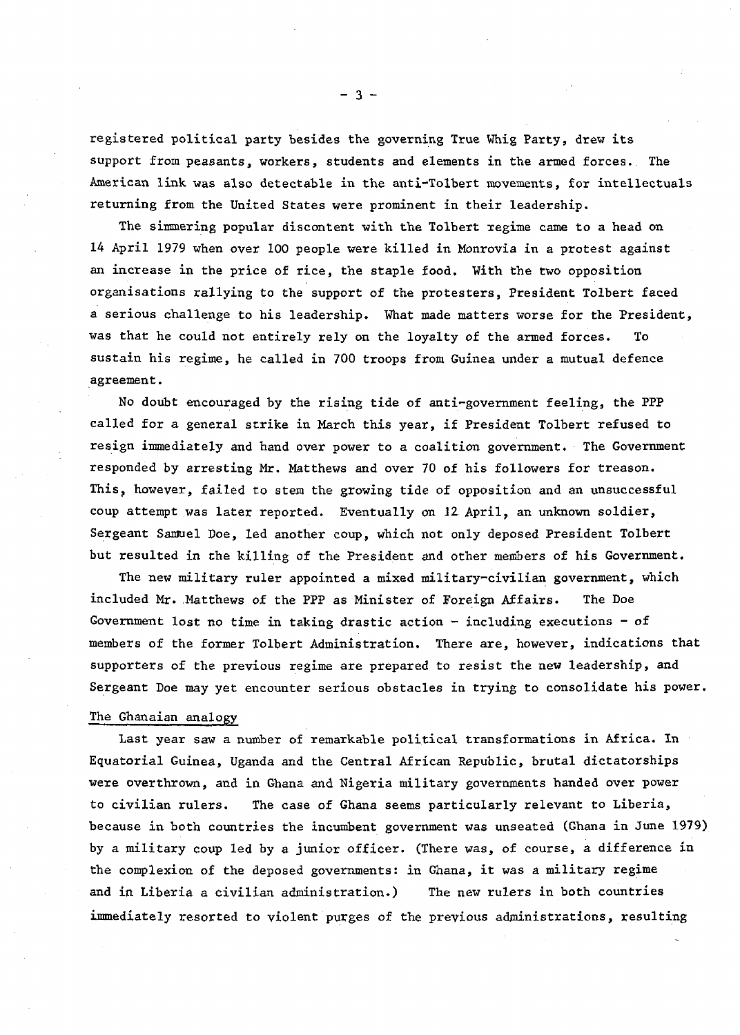registered political party besides the governing True Whig Party, drew its support from peasants, workers, students and elements in the armed forces. The American link was also detectable in the anti-Tolbert movements, for intellectuals returning from the United States were prominent in their leadership.

The simmering popular discontent with the Tolbert regime came to a head on 14 April 1979 when over 100 people were killed in Monrovia in a protest against an increase in the price of rice, the staple food. With the two opposition organisations rallying to the support of the protesters, President Tolbert faced a serious challenge to his leadership. What made matters worse for the President, was that he could not entirely rely on the loyalty of the armed forces. To sustain his regime, he called in 700 troops from Guinea under a mutual defence agreement.

No doubt encouraged by the rising tide of anti-government feeling, the PPP called for a general strike in March this year, if President Tolbert refused to resign immediately and hand over power to a coalition government. The Government responded by arresting Mr. Matthews and over 70 of his followers for treason. This, however, failed to stem the growing tide of opposition and an unsuccessful coup attempt was later reported. Eventually on 12 April, an unknown soldier, Sergeant Samuel Doe, led another coup, which not only deposed President Tolbert but resulted in the killing of the President and other members of his Government.

The new military ruler appointed a mixed military-civilian government, which included Mr. Matthews of the PPP as Minister of Foreign Affairs. The Doe Government lost no time in taking drastic action - including executions - of members of the former Tolbert Administration. There are, however, indications that supporters of the previous regime are prepared to resist the new leadership, and Sergeant Doe may yet encounter serious obstacles in trying to consolidate his power.

## The Ghanaian analogy

Last year saw a number of remarkable political transformations in Africa. In Equatorial Guinea, Uganda and the Central African Republic, brutal dictatorships were overthrown, and in Ghana and Nigeria military governments handed over power to civilian rulers. The case of Ghana seems particularly relevant to Liberia, because in both countries the incumbent government was unseated (Ghana in June 1979) by a military coup led by a junior officer. (There was, of course, a difference in the complexion of the deposed governments: in Ghana, it was a military regime and in Liberia a civilian administration.) The new rulers in both countries immediately resorted to violent purges of the previous administrations, resulting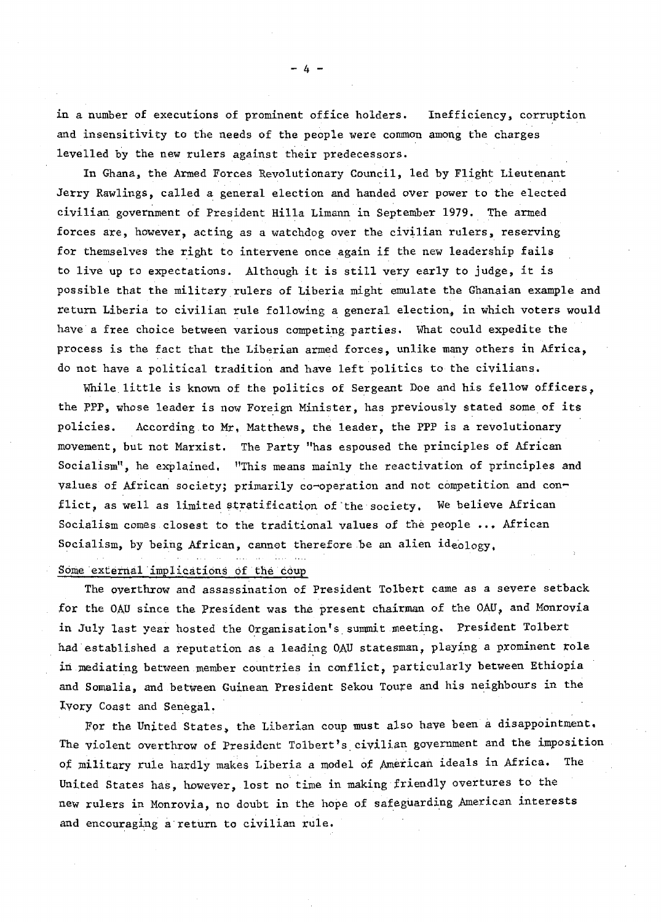in a number of executions of prominent office holders. Inefficiency, corruption and insensitivity to the needs of the people were common among the charges levelled by the new rulers against their predecessors.

In Ghana, the Armed Forces Revolutionary Council, led by Flight Lieutenant Jerry Rawlings, called a general election and handed over power to the elected civilian government of President Hilla Limann in September 1979. The armed forces are, however, acting as a watchdog over the civilian rulers, reserving for themselves the right to intervene once again if the new leadership fails to live up to expectations. Although it is still very early to judge, it is possible that the military rulers of Liberia might emulate the Ghanaian example and return Liberia to civilian rule following a general election, in which voters would have a free choice between various competing parties. What could expedite the process is the fact that the Liberian armed forces, unlike many others in Africa, do not have a political tradition and have left politics to the civilians.

While little is known of the politics of Sergeant Doe and his fellow officers, the PPP, whose leader is now Foreign Minister, has previously stated some of its policies. According to Mr. Matthews, the leader, the PPP is a revolutionary movement, but not Marxist. The Party "has espoused the principles of African Socialism", he explained. "This means mainly the reactivation of principles and values of African society; primarily co-operation and not competition and conflict, as well as limited stratification of the society. We believe African Socialism comes closest to the traditional values of the people ... African Socialism, by being African, cannot therefore be an alien ideology.

## Some external implications of the coup

The overthrow and assassination of President Tolbert came as a severe setback for the OAU since the President was the present chairman of the OAU, and Monrovia in July last year hosted the Organisation's summit meeting. President Tolbert had established a reputation as a leading OAU statesman, playing a prominent role in mediating between member countries in conflict, particularly between Ethiopia and Somalia, and between Guinean President Sekou Toure and his neighbours in the Ivory Coast and Senegal.

For the United States, the Liberian coup must also have been a disappointment. The violent overthrow of President Tolbert's civilian government and the imposition of military rule hardly makes Liberia a model of American ideals in Africa. The United States has, however, lost no time in making friendly overtures to the new rulers in Monrovia, no doubt in the hope of safeguarding American interests and encouraging a return to civilian rule.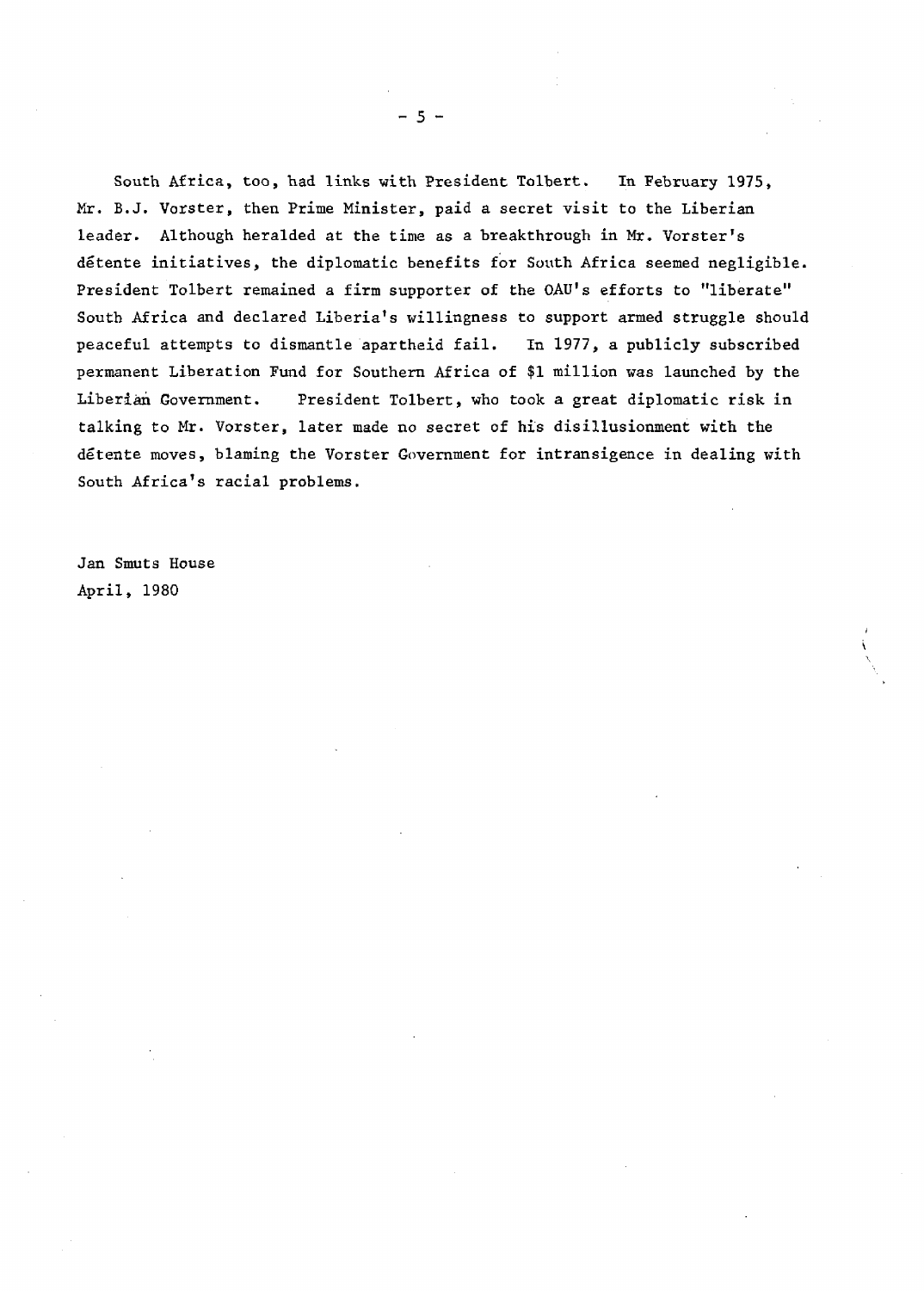South Africa, too, had links with President Tolbert. In February 1975, Mr. B.J. Vorster, then Prime Minister, paid a secret visit to the Liberian leader. Although heralded at the time as a breakthrough in Mr. Vorster's détente initiatives, the diplomatic benefits for South Africa seemed negligible. President Tolbert remained a firm supporter of the OAU's efforts to "liberate" South Africa and declared Liberia's willingness to support armed struggle should peaceful attempts to dismantle apartheid fail. In 1977, a publicly subscribed permanent Liberation Fund for Southern Africa of $1 million was launched by the Liberian Government. President Tolbert, who took a great diplomatic risk in talking to Mr. Vorster, later made no secret of his disillusionment with the détente moves, blaming the Vorster Government for intransigence in dealing with South Africa's racial problems.

Jan Smuts House
April, 1980